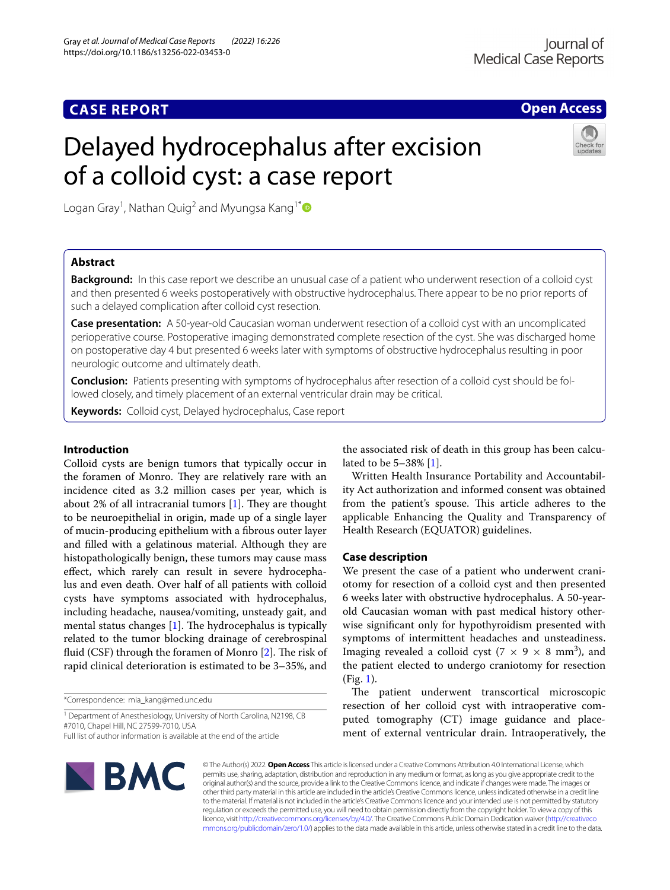CASE REPORT

Open Access

# Delayed hydrocephalus after excision of a colloid cyst: a case report

Logan Gray[1], Nathan Quig[2] and Myungsa Kang[1*]

## Abstract

**Background:** In this case report we describe an unusual case of a patient who underwent resection of a colloid cyst and then presented 6 weeks postoperatively with obstructive hydrocephalus. There appear to be no prior reports of such a delayed complication after colloid cyst resection.

**Case presentation:** A 50-year-old Caucasian woman underwent resection of a colloid cyst with an uncomplicated perioperative course. Postoperative imaging demonstrated complete resection of the cyst. She was discharged home on postoperative day 4 but presented 6 weeks later with symptoms of obstructive hydrocephalus resulting in poor neurologic outcome and ultimately death.

**Conclusion:** Patients presenting with symptoms of hydrocephalus after resection of a colloid cyst should be followed closely, and timely placement of an external ventricular drain may be critical.

**Keywords:** Colloid cyst, Delayed hydrocephalus, Case report

## Introduction

Colloid cysts are benign tumors that typically occur in the foramen of Monro. They are relatively rare with an incidence cited as 3.2 million cases per year, which is about 2% of all intracranial tumors [1]. They are thought to be neuroepithelial in origin, made up of a single layer of mucin-producing epithelium with a fibrous outer layer and filled with a gelatinous material. Although they are histopathologically benign, these tumors may cause mass effect, which rarely can result in severe hydrocephalus and even death. Over half of all patients with colloid cysts have symptoms associated with hydrocephalus, including headache, nausea/vomiting, unsteady gait, and mental status changes [1]. The hydrocephalus is typically related to the tumor blocking drainage of cerebrospinal fluid (CSF) through the foramen of Monro [2]. The risk of rapid clinical deterioration is estimated to be 3–35%, and the associated risk of death in this group has been calculated to be 5–38% [1].

Written Health Insurance Portability and Accountability Act authorization and informed consent was obtained from the patient's spouse. This article adheres to the applicable Enhancing the Quality and Transparency of Health Research (EQUATOR) guidelines.

## Case description

We present the case of a patient who underwent craniotomy for resection of a colloid cyst and then presented 6 weeks later with obstructive hydrocephalus. A 50-year-old Caucasian woman with past medical history otherwise significant only for hypothyroidism presented with symptoms of intermittent headaches and unsteadiness. Imaging revealed a colloid cyst ($7 \times 9 \times 8$ mm$^3$), and the patient elected to undergo craniotomy for resection (Fig. 1).

The patient underwent transcortical microscopic resection of her colloid cyst with intraoperative computed tomography (CT) image guidance and placement of external ventricular drain. Intraoperatively, the

*Correspondence: mia_kang@med.unc.edu

[1] Department of Anesthesiology, University of North Carolina, N2198, CB #7010, Chapel Hill, NC 27599-7010, USA

Full list of author information is available at the end of the article

© The Author(s) 2022. **Open Access** This article is licensed under a Creative Commons Attribution 4.0 International License, which permits use, sharing, adaptation, distribution and reproduction in any medium or format, as long as you give appropriate credit to the original author(s) and the source, provide a link to the Creative Commons licence, and indicate if changes were made. The images or other third party material in this article are included in the article's Creative Commons licence, unless indicated otherwise in a credit line to the material. If material is not included in the article's Creative Commons licence and your intended use is not permitted by statutory regulation or exceeds the permitted use, you will need to obtain permission directly from the copyright holder. To view a copy of this licence, visit http://creativecommons.org/licenses/by/4.0/. The Creative Commons Public Domain Dedication waiver (http://creativecommons.org/publicdomain/zero/1.0/) applies to the data made available in this article, unless otherwise stated in a credit line to the data.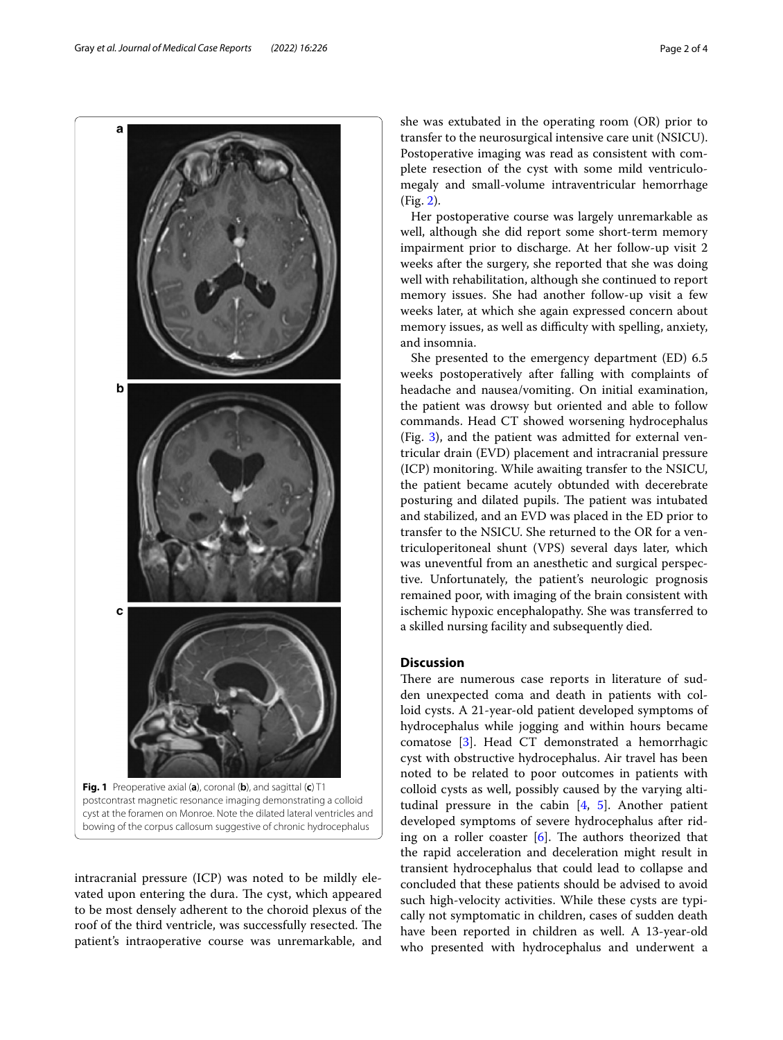Fig. 1 Preoperative axial (**a**), coronal (**b**), and sagittal (**c**) T1 postcontrast magnetic resonance imaging demonstrating a colloid cyst at the foramen on Monroe. Note the dilated lateral ventricles and bowing of the corpus callosum suggestive of chronic hydrocephalus

intracranial pressure (ICP) was noted to be mildly elevated upon entering the dura. The cyst, which appeared to be most densely adherent to the choroid plexus of the roof of the third ventricle, was successfully resected. The patient's intraoperative course was unremarkable, and she was extubated in the operating room (OR) prior to transfer to the neurosurgical intensive care unit (NSICU). Postoperative imaging was read as consistent with complete resection of the cyst with some mild ventriculomegaly and small-volume intraventricular hemorrhage (Fig. 2).

Her postoperative course was largely unremarkable as well, although she did report some short-term memory impairment prior to discharge. At her follow-up visit 2 weeks after the surgery, she reported that she was doing well with rehabilitation, although she continued to report memory issues. She had another follow-up visit a few weeks later, at which she again expressed concern about memory issues, as well as difficulty with spelling, anxiety, and insomnia.

She presented to the emergency department (ED) 6.5 weeks postoperatively after falling with complaints of headache and nausea/vomiting. On initial examination, the patient was drowsy but oriented and able to follow commands. Head CT showed worsening hydrocephalus (Fig. 3), and the patient was admitted for external ventricular drain (EVD) placement and intracranial pressure (ICP) monitoring. While awaiting transfer to the NSICU, the patient became acutely obtunded with decerebrate posturing and dilated pupils. The patient was intubated and stabilized, and an EVD was placed in the ED prior to transfer to the NSICU. She returned to the OR for a ventriculoperitoneal shunt (VPS) several days later, which was uneventful from an anesthetic and surgical perspective. Unfortunately, the patient's neurologic prognosis remained poor, with imaging of the brain consistent with ischemic hypoxic encephalopathy. She was transferred to a skilled nursing facility and subsequently died.

## Discussion

There are numerous case reports in literature of sudden unexpected coma and death in patients with colloid cysts. A 21-year-old patient developed symptoms of hydrocephalus while jogging and within hours became comatose [3]. Head CT demonstrated a hemorrhagic cyst with obstructive hydrocephalus. Air travel has been noted to be related to poor outcomes in patients with colloid cysts as well, possibly caused by the varying altitudinal pressure in the cabin [4, 5]. Another patient developed symptoms of severe hydrocephalus after riding on a roller coaster [6]. The authors theorized that the rapid acceleration and deceleration might result in transient hydrocephalus that could lead to collapse and concluded that these patients should be advised to avoid such high-velocity activities. While these cysts are typically not symptomatic in children, cases of sudden death have been reported in children as well. A 13-year-old who presented with hydrocephalus and underwent a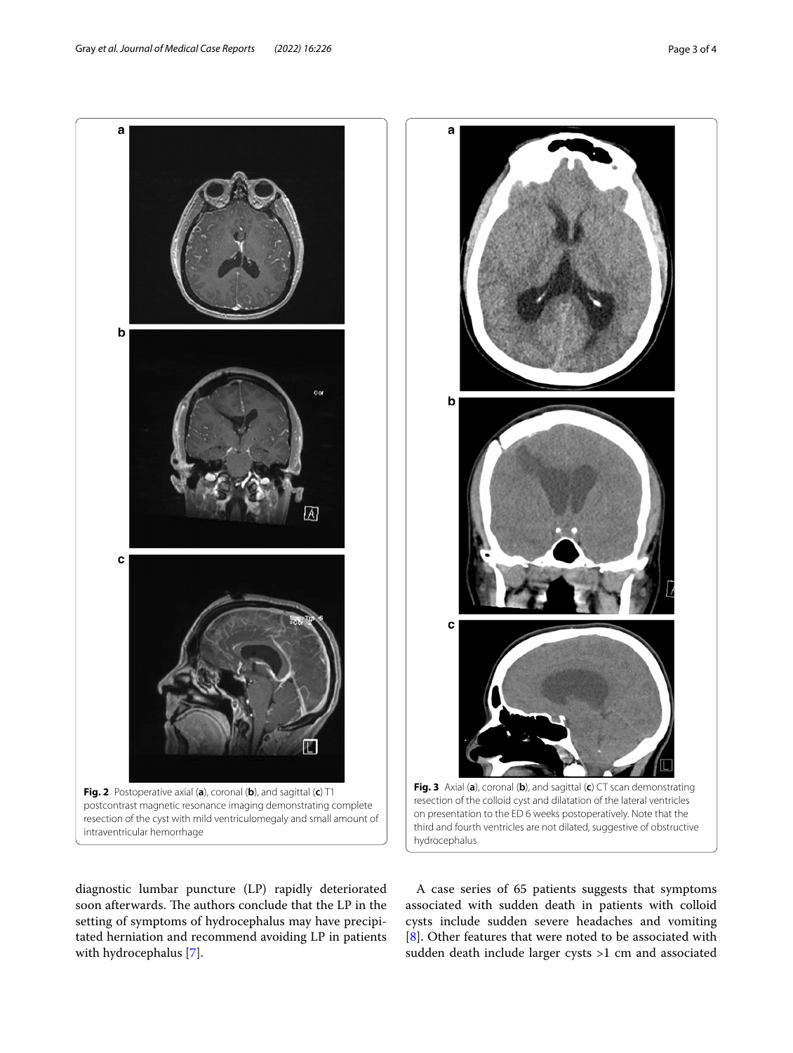**Fig. 2** Postoperative axial (**a**), coronal (**b**), and sagittal (**c**) T1 postcontrast magnetic resonance imaging demonstrating complete resection of the cyst with mild ventriculomegaly and small amount of intraventricular hemorrhage

**Fig. 3** Axial (**a**), coronal (**b**), and sagittal (**c**) CT scan demonstrating resection of the colloid cyst and dilatation of the lateral ventricles on presentation to the ED 6 weeks postoperatively. Note that the third and fourth ventricles are not dilated, suggestive of obstructive hydrocephalus

diagnostic lumbar puncture (LP) rapidly deteriorated soon afterwards. The authors conclude that the LP in the setting of symptoms of hydrocephalus may have precipitated herniation and recommend avoiding LP in patients with hydrocephalus [7].

A case series of 65 patients suggests that symptoms associated with sudden death in patients with colloid cysts include sudden severe headaches and vomiting [8]. Other features that were noted to be associated with sudden death include larger cysts >1 cm and associated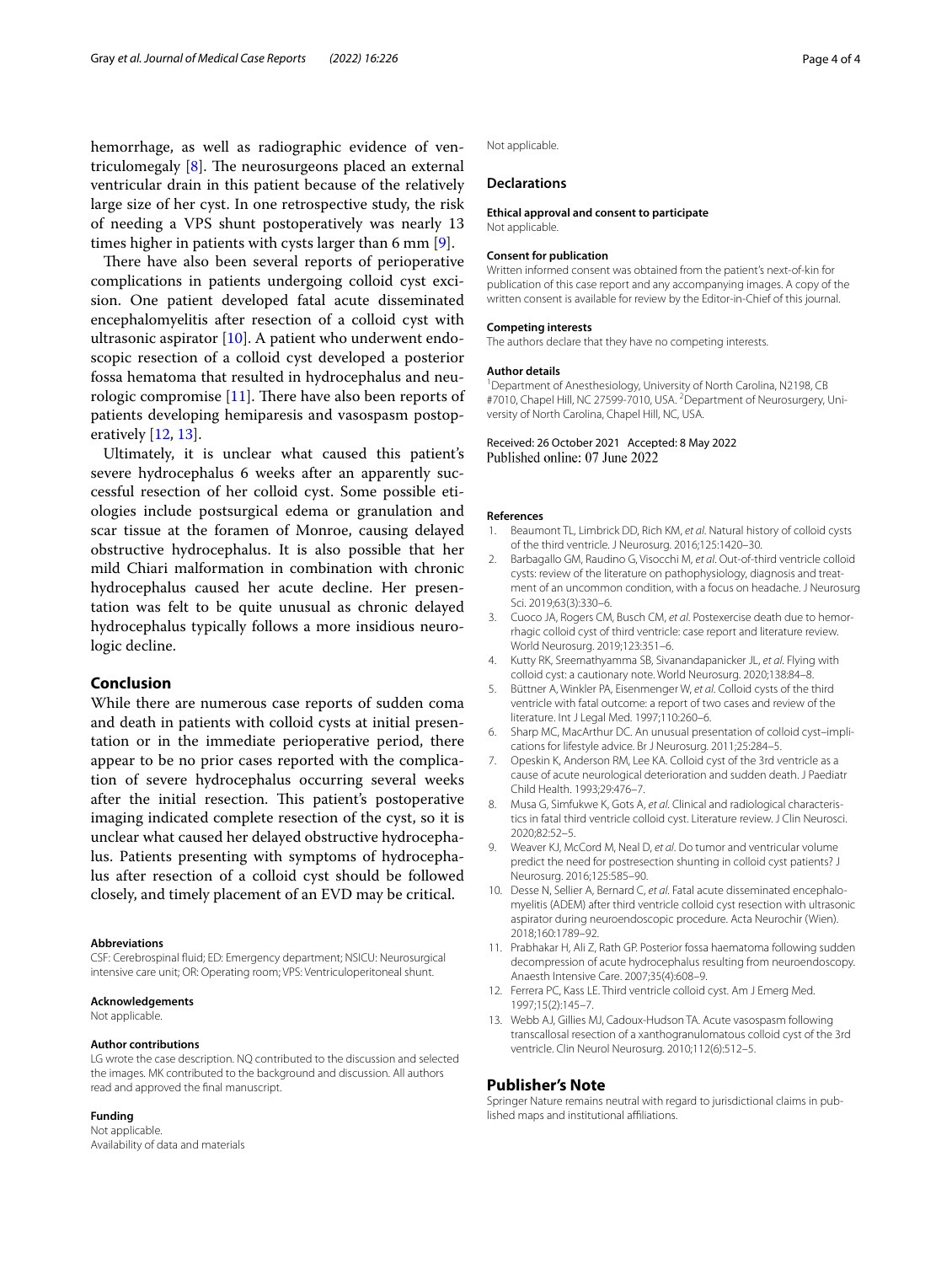hemorrhage, as well as radiographic evidence of ventriculomegaly [8]. The neurosurgeons placed an external ventricular drain in this patient because of the relatively large size of her cyst. In one retrospective study, the risk of needing a VPS shunt postoperatively was nearly 13 times higher in patients with cysts larger than 6 mm [9].

There have also been several reports of perioperative complications in patients undergoing colloid cyst excision. One patient developed fatal acute disseminated encephalomyelitis after resection of a colloid cyst with ultrasonic aspirator [10]. A patient who underwent endoscopic resection of a colloid cyst developed a posterior fossa hematoma that resulted in hydrocephalus and neurologic compromise [11]. There have also been reports of patients developing hemiparesis and vasospasm postoperatively [12, 13].

Ultimately, it is unclear what caused this patient's severe hydrocephalus 6 weeks after an apparently successful resection of her colloid cyst. Some possible etiologies include postsurgical edema or granulation and scar tissue at the foramen of Monroe, causing delayed obstructive hydrocephalus. It is also possible that her mild Chiari malformation in combination with chronic hydrocephalus caused her acute decline. Her presentation was felt to be quite unusual as chronic delayed hydrocephalus typically follows a more insidious neurologic decline.

## Conclusion

While there are numerous case reports of sudden coma and death in patients with colloid cysts at initial presentation or in the immediate perioperative period, there appear to be no prior cases reported with the complication of severe hydrocephalus occurring several weeks after the initial resection. This patient's postoperative imaging indicated complete resection of the cyst, so it is unclear what caused her delayed obstructive hydrocephalus. Patients presenting with symptoms of hydrocephalus after resection of a colloid cyst should be followed closely, and timely placement of an EVD may be critical.

#### Abbreviations

CSF: Cerebrospinal fluid; ED: Emergency department; NSICU: Neurosurgical intensive care unit; OR: Operating room; VPS: Ventriculoperitoneal shunt.

#### Acknowledgements

Not applicable.

#### Author contributions

LG wrote the case description. NQ contributed to the discussion and selected the images. MK contributed to the background and discussion. All authors read and approved the final manuscript.

#### Funding

Not applicable.

Availability of data and materials

Not applicable.

## Declarations

#### Ethical approval and consent to participate

Not applicable.

#### Consent for publication

Written informed consent was obtained from the patient's next-of-kin for publication of this case report and any accompanying images. A copy of the written consent is available for review by the Editor-in-Chief of this journal.

#### Competing interests

The authors declare that they have no competing interests.

#### Author details

[1]Department of Anesthesiology, University of North Carolina, N2198, CB #7010, Chapel Hill, NC 27599-7010, USA. [2]Department of Neurosurgery, University of North Carolina, Chapel Hill, NC, USA.

Received: 26 October 2021 Accepted: 8 May 2022
Published online: 07 June 2022

#### References

1. Beaumont TL, Limbrick DD, Rich KM, *et al*. Natural history of colloid cysts of the third ventricle. J Neurosurg. 2016;125:1420–30.
2. Barbagallo GM, Raudino G, Visocchi M, *et al*. Out-of-third ventricle colloid cysts: review of the literature on pathophysiology, diagnosis and treatment of an uncommon condition, with a focus on headache. J Neurosurg Sci. 2019;63(3):330–6.
3. Cuoco JA, Rogers CM, Busch CM, *et al*. Postexercise death due to hemorrhagic colloid cyst of third ventricle: case report and literature review. World Neurosurg. 2019;123:351–6.
4. Kutty RK, Sreemathyamma SB, Sivanandapanicker JL, *et al*. Flying with colloid cyst: a cautionary note. World Neurosurg. 2020;138:84–8.
5. Büttner A, Winkler PA, Eisenmenger W, *et al*. Colloid cysts of the third ventricle with fatal outcome: a report of two cases and review of the literature. Int J Legal Med. 1997;110:260–6.
6. Sharp MC, MacArthur DC. An unusual presentation of colloid cyst–implications for lifestyle advice. Br J Neurosurg. 2011;25:284–5.
7. Opeskin K, Anderson RM, Lee KA. Colloid cyst of the 3rd ventricle as a cause of acute neurological deterioration and sudden death. J Paediatr Child Health. 1993;29:476–7.
8. Musa G, Simfukwe K, Gots A, *et al*. Clinical and radiological characteristics in fatal third ventricle colloid cyst. Literature review. J Clin Neurosci. 2020;82:52–5.
9. Weaver KJ, McCord M, Neal D, *et al*. Do tumor and ventricular volume predict the need for postresection shunting in colloid cyst patients? J Neurosurg. 2016;125:585–90.
10. Desse N, Sellier A, Bernard C, *et al*. Fatal acute disseminated encephalomyelitis (ADEM) after third ventricle colloid cyst resection with ultrasonic aspirator during neuroendoscopic procedure. Acta Neurochir (Wien). 2018;160:1789–92.
11. Prabhakar H, Ali Z, Rath GP. Posterior fossa haematoma following sudden decompression of acute hydrocephalus resulting from neuroendoscopy. Anaesth Intensive Care. 2007;35(4):608–9.
12. Ferrera PC, Kass LE. Third ventricle colloid cyst. Am J Emerg Med. 1997;15(2):145–7.
13. Webb AJ, Gillies MJ, Cadoux-Hudson TA. Acute vasospasm following transcallosal resection of a xanthogranulomatous colloid cyst of the 3rd ventricle. Clin Neurol Neurosurg. 2010;112(6):512–5.

## Publisher's Note

Springer Nature remains neutral with regard to jurisdictional claims in published maps and institutional affiliations.